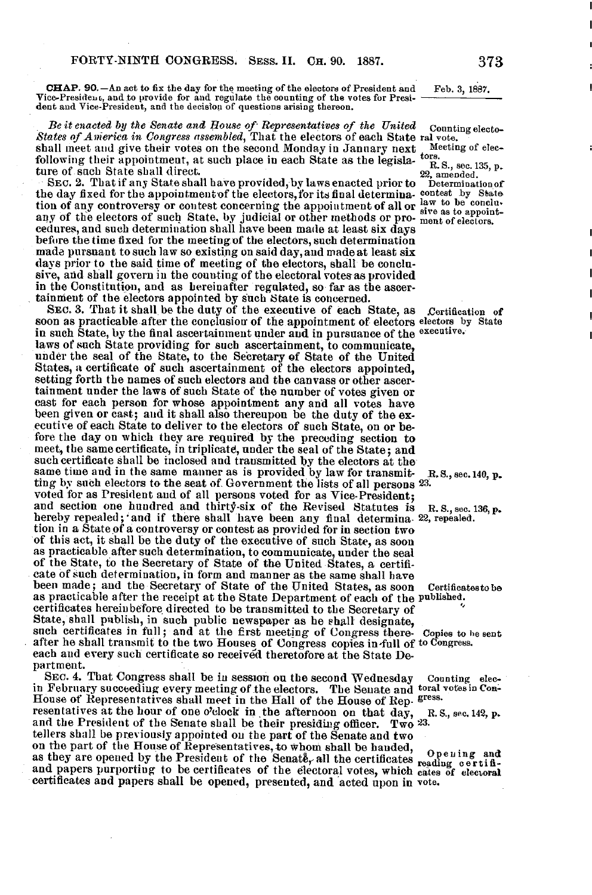**CHAP. 90.**—An act to fix the day for the meeting of the electors of President and Vice-President, and to provide for and regulate the counting of the votes for President and Vice-President, and the decision of questions arising thereon.

Feb. 3, 1887.

*Be it enacted by the Senate and House of Representatives of the United States of America in Congress assembled*, That the electors of each State shall meet and give their votes on the second Monday in January next following their appointment, at such place in each State as the legislature of such State shall direct.

Counting electoral vote.

Meeting of electors.

R. S., sec. 135, p. 22, amended.

SEC. 2. That if any State shall have provided, by laws enacted prior to the day fixed for the appointment of the electors, for its final determination of any controversy or contest concerning the appointment of all or any of the electors of such State, by judicial or other methods or procedures, and such determination shall have been made at least six days before the time fixed for the meeting of the electors, such determination made pursuant to such law so existing on said day, and made at least six days prior to the said time of meeting of the electors, shall be conclusive, and shall govern in the counting of the electoral votes as provided in the Constitution, and as hereinafter regulated, so far as the ascertainment of the electors appointed by such State is concerned.

Determination of contest by State law to be conclusive as to appointment of electors.

SEC. 3. That it shall be the duty of the executive of each State, as soon as practicable after the conclusion of the appointment of electors in such State, by the final ascertainment under and in pursuance of the laws of such State providing for such ascertainment, to communicate, under the seal of the State, to the Secretary of State of the United States, a certificate of such ascertainment of the electors appointed, setting forth the names of such electors and the canvass or other ascertainment under the laws of such State of the number of votes given or cast for each person for whose appointment any and all votes have been given or cast; and it shall also thereupon be the duty of the executive of each State to deliver to the electors of such State, on or before the day on which they are required by the preceding section to meet, the same certificate, in triplicate, under the seal of the State; and such certificate shall be inclosed and transmitted by the electors at the same time and in the same manner as is provided by law for transmitting by such electors to the seat of Government the lists of all persons voted for as President and of all persons voted for as Vice-President; and section one hundred and thirty-six of the Revised Statutes is hereby repealed; and if there shall have been any final determination in a State of a controversy or contest as provided for in section two of this act, it shall be the duty of the executive of such State, as soon as practicable after such determination, to communicate, under the seal of the State, to the Secretary of State of the United States, a certificate of such determination, in form and manner as the same shall have been made; and the Secretary of State of the United States, as soon as practicable after the receipt at the State Department of each of the certificates hereinbefore directed to be transmitted to the Secretary of State, shall publish, in such public newspaper as he shall designate, such certificates in full; and at the first meeting of Congress thereafter he shall transmit to the two Houses of Congress copies in full of each and every such certificate so received theretofore at the State Department.

Certification of electors by State executive.

R. S., sec. 140, p. 23.

R. S., sec. 136, p. 22, repealed.

Certificates to be published.

Copies to be sent to Congress.

SEC. 4. That Congress shall be in session on the second Wednesday in February succeeding every meeting of the electors. The Senate and House of Representatives shall meet in the Hall of the House of Representatives at the hour of one o'clock in the afternoon on that day, and the President of the Senate shall be their presiding officer. Two tellers shall be previously appointed on the part of the Senate and two on the part of the House of Representatives, to whom shall be handed, as they are opened by the President of the Senate, all the certificates and papers purporting to be certificates of the electoral votes, which certificates and papers shall be opened, presented, and acted upon in

Counting electoral votes in Congress.

R. S., sec. 142, p. 23.

Opening and reading certificates of electoral vote.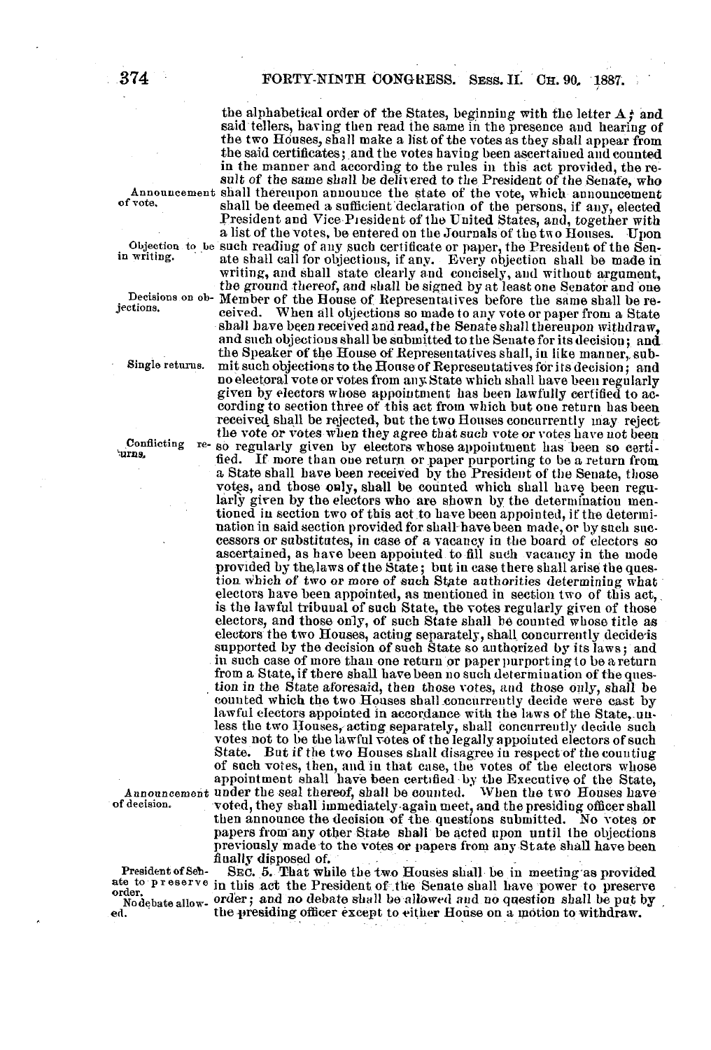the alphabetical order of the States, beginning with the letter A; and said tellers, having then read the same in the presence and hearing of the two Houses, shall make a list of the votes as they shall appear from the said certificates; and the votes having been ascertained and counted in the manner and according to the rules in this act provided, the result of the same shall be delivered to the President of the Senate, who shall thereupon announce the state of the vote, which announcement shall be deemed a sufficient declaration of the persons, if any, elected President and Vice-President of the United States, and, together with a list of the votes, be entered on the Journals of the two Houses. Upon such reading of any such certificate or paper, the President of the Senate shall call for objections, if any. Every objection shall be made in writing, and shall state clearly and concisely, and without argument, the ground thereof, and shall be signed by at least one Senator and one Member of the House of Representatives before the same shall be received. When all objections so made to any vote or paper from a State shall have been received and read, the Senate shall thereupon withdraw, and such objections shall be submitted to the Senate for its decision; and the Speaker of the House of Representatives shall, in like manner, submit such objections to the House of Representatives for its decision; and no electoral vote or votes from any State which shall have been regularly given by electors whose appointment has been lawfully certified to according to section three of this act from which but one return has been received shall be rejected, but the two Houses concurrently may reject the vote or votes when they agree that such vote or votes have not been so regularly given by electors whose appointment has been so certified. If more than one return or paper purporting to be a return from a State shall have been received by the President of the Senate, those votes, and those only, shall be counted which shall have been regularly given by the electors who are shown by the determination mentioned in section two of this act to have been appointed, if the determination in said section provided for shall have been made, or by such successors or substitutes, in case of a vacancy in the board of electors so ascertained, as have been appointed to fill such vacancy in the mode provided by the laws of the State; but in case there shall arise the question which of two or more of such State authorities determining what electors have been appointed, as mentioned in section two of this act, is the lawful tribunal of such State, the votes regularly given of those electors, and those only, of such State shall be counted whose title as electors the two Houses, acting separately, shall concurrently decide is supported by the decision of such State so authorized by its laws; and in such case of more than one return or paper purporting to be a return from a State, if there shall have been no such determination of the question in the State aforesaid, then those votes, and those only, shall be counted which the two Houses shall concurrently decide were cast by lawful electors appointed in accordance with the laws of the State, unless the two Houses, acting separately, shall concurrently decide such votes not to be the lawful votes of the legally appointed electors of such State. But if the two Houses shall disagree in respect of the counting of such votes, then, and in that case, the votes of the electors whose appointment shall have been certified by the Executive of the State, under the seal thereof, shall be counted. When the two Houses have voted, they shall immediately again meet, and the presiding officer shall then announce the decision of the questions submitted. No votes or papers from any other State shall be acted upon until the objections previously made to the votes or papers from any State shall have been finally disposed of.

*Announcement of vote.*

*Objection to be in writing.*

*Decisions on objections.*

*Single returns.*

*Conflicting returns.*

*Announcement of decision.*

SEC. 5. That while the two Houses shall be in meeting as provided in this act the President of the Senate shall have power to preserve order; and no debate shall be allowed and no question shall be put by the presiding officer except to either House on a motion to withdraw.

*President of Senate to preserve order.*

*No debate allowed.*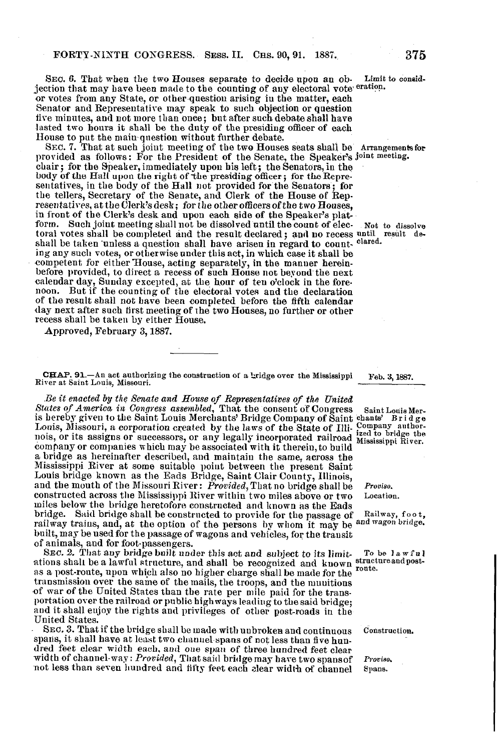SEC. 6. That when the two Houses separate to decide upon an objection that may have been made to the counting of any electoral vote or votes from any State, or other question arising in the matter, each Senator and Representative may speak to such objection or question five minutes, and not more than once; but after such debate shall have lasted two hours it shall be the duty of the presiding officer of each House to put the main question without further debate.

Limit to consideration.

SEC. 7. That at such joint meeting of the two Houses seats shall be provided as follows: For the President of the Senate, the Speaker's chair; for the Speaker, immediately upon his left; the Senators, in the body of the Hall upon the right of the presiding officer; for the Representatives, in the body of the Hall not provided for the Senators; for the tellers, Secretary of the Senate, and Clerk of the House of Representatives, at the Clerk's desk; for the other officers of the two Houses, in front of the Clerk's desk and upon each side of the Speaker's platform. Such joint meeting shall not be dissolved until the count of electoral votes shall be completed and the result declared; and no recess shall be taken unless a question shall have arisen in regard to counting any such votes, or otherwise under this act, in which case it shall be competent for either House, acting separately, in the manner hereinbefore provided, to direct a recess of such House not beyond the next calendar day, Sunday excepted, at the hour of ten o'clock in the forenoon. But if the counting of the electoral votes and the declaration of the result shall not have been completed before the fifth calendar day next after such first meeting of the two Houses, no further or other recess shall be taken by either House.

Arrangements for joint meeting.

Not to dissolve until result declared.

Approved, February 3, 1887.

---

**CHAP. 91.**—An act authorizing the construction of a bridge over the Mississippi River at Saint Louis, Missouri.

Feb. 3, 1887.

*Be it enacted by the Senate and House of Representatives of the United States of America in Congress assembled*, That the consent of Congress is hereby given to the Saint Louis Merchants' Bridge Company of Saint Louis, Missouri, a corporation created by the laws of the State of Illinois, or its assigns or successors, or any legally incorporated railroad company or companies which may be associated with it therein, to build a bridge as hereinafter described, and maintain the same, across the Mississippi River at some suitable point between the present Saint Louis bridge known as the Eads Bridge, Saint Clair County, Illinois, and the mouth of the Missouri River: *Provided*, That no bridge shall be constructed across the Mississippi River within two miles above or two miles below the bridge heretofore constructed and known as the Eads bridge. Said bridge shall be constructed to provide for the passage of railway trains, and, at the option of the persons by whom it may be built, may be used for the passage of wagons and vehicles, for the transit of animals, and for foot-passengers.

Saint Louis Merchants' Bridge Company authorized to bridge the Mississippi River.

*Proviso.*
Location.

Railway, foot, and wagon bridge.

SEC. 2. That any bridge built under this act and subject to its limitations shall be a lawful structure, and shall be recognized and known as a post-route, upon which also no higher charge shall be made for the transmission over the same of the mails, the troops, and the munitions of war of the United States than the rate per mile paid for the transportation over the railroad or public highways leading to the said bridge; and it shall enjoy the rights and privileges of other post-roads in the United States.

To be lawful structure and post-route.

SEC. 3. That if the bridge shall be made with unbroken and continuous spans, it shall have at least two channel spans of not less than five hundred feet clear width each, and one span of three hundred feet clear width of channel-way: *Provided*, That said bridge may have two spans of not less than seven hundred and fifty feet each clear width of channel

Construction.

*Proviso.*
Spans.